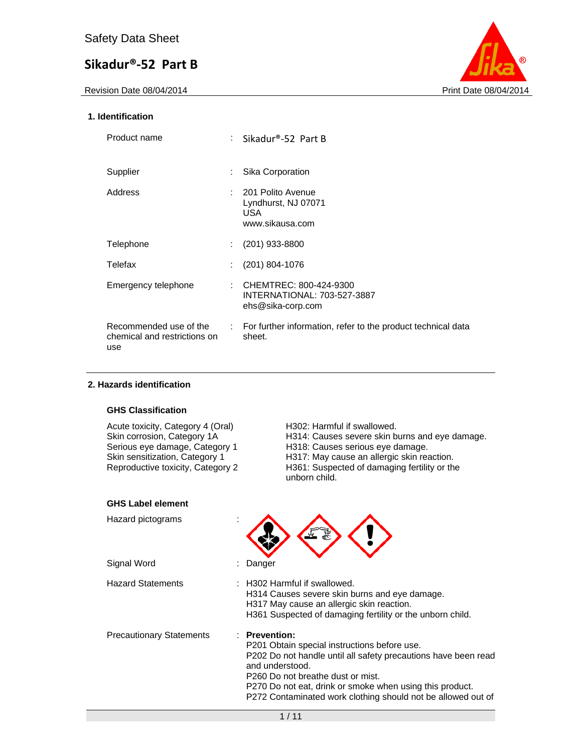Safety Data Sheet

# Sikadur®-52 Part B

Revision Date 08/04/2014 Print Date 08/04/2014

## 1. Identification

| | |
|---|---|
| Product name | : Sikadur®-52 Part B |
| Supplier | : Sika Corporation |
| Address | : 201 Polito Avenue<br>Lyndhurst, NJ 07071<br>USA<br>www.sikausa.com |
| Telephone | : (201) 933-8800 |
| Telefax | : (201) 804-1076 |
| Emergency telephone | : CHEMTREC: 800-424-9300<br>INTERNATIONAL: 703-527-3887<br>ehs@sika-corp.com |
| Recommended use of the chemical and restrictions on use | : For further information, refer to the product technical data sheet. |

## 2. Hazards identification

### GHS Classification

| | |
|---|---|
| Acute toxicity, Category 4 (Oral) | H302: Harmful if swallowed. |
| Skin corrosion, Category 1A | H314: Causes severe skin burns and eye damage. |
| Serious eye damage, Category 1 | H318: Causes serious eye damage. |
| Skin sensitization, Category 1 | H317: May cause an allergic skin reaction. |
| Reproductive toxicity, Category 2 | H361: Suspected of damaging fertility or the unborn child. |

### GHS Label element

Hazard pictograms :

Signal Word : Danger

Hazard Statements :
H302 Harmful if swallowed.
H314 Causes severe skin burns and eye damage.
H317 May cause an allergic skin reaction.
H361 Suspected of damaging fertility or the unborn child.

Precautionary Statements :
**Prevention:**
P201 Obtain special instructions before use.
P202 Do not handle until all safety precautions have been read and understood.
P260 Do not breathe dust or mist.
P270 Do not eat, drink or smoke when using this product.
P272 Contaminated work clothing should not be allowed out of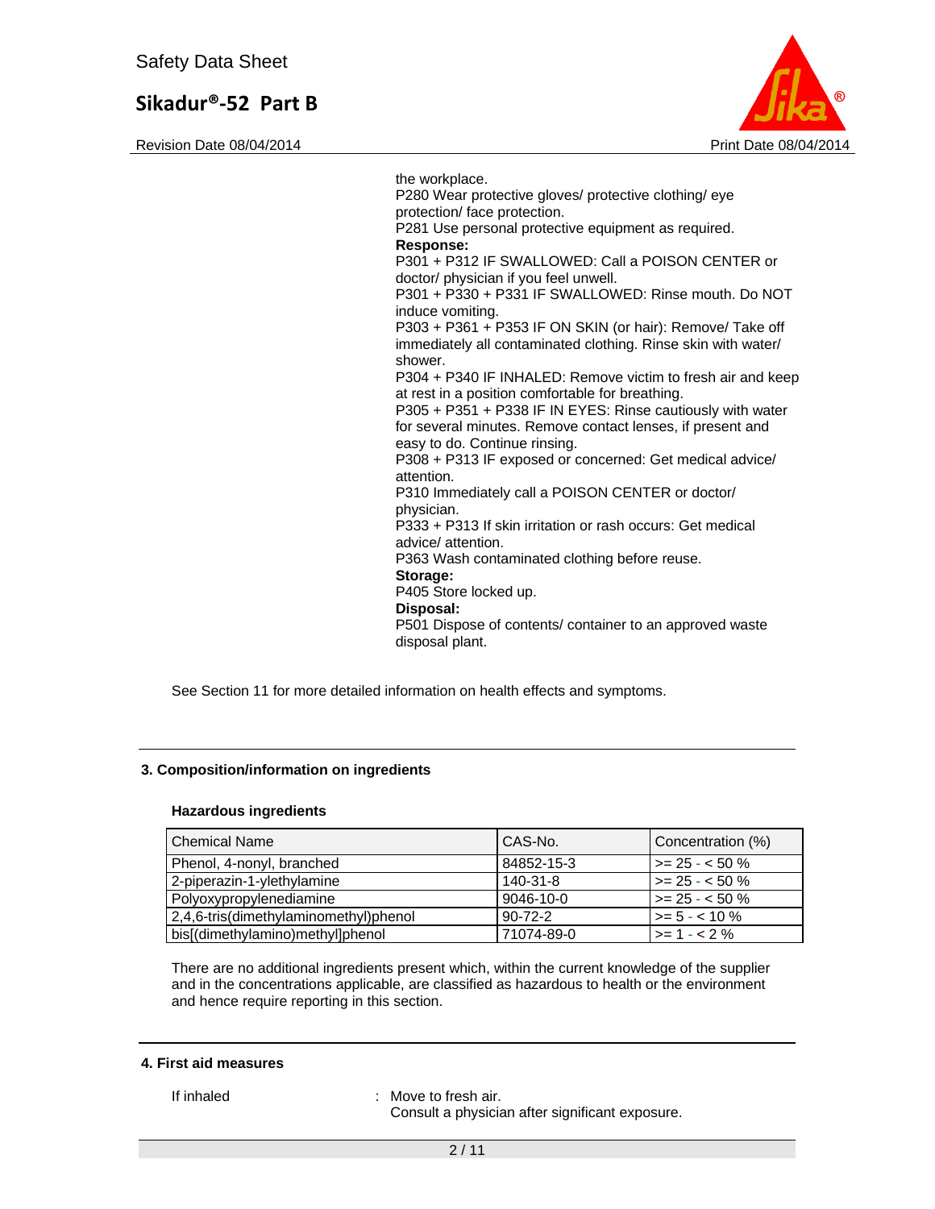the workplace.
P280 Wear protective gloves/ protective clothing/ eye protection/ face protection.
P281 Use personal protective equipment as required.

**Response:**
P301 + P312 IF SWALLOWED: Call a POISON CENTER or doctor/ physician if you feel unwell.
P301 + P330 + P331 IF SWALLOWED: Rinse mouth. Do NOT induce vomiting.
P303 + P361 + P353 IF ON SKIN (or hair): Remove/ Take off immediately all contaminated clothing. Rinse skin with water/ shower.
P304 + P340 IF INHALED: Remove victim to fresh air and keep at rest in a position comfortable for breathing.
P305 + P351 + P338 IF IN EYES: Rinse cautiously with water for several minutes. Remove contact lenses, if present and easy to do. Continue rinsing.
P308 + P313 IF exposed or concerned: Get medical advice/ attention.
P310 Immediately call a POISON CENTER or doctor/ physician.
P333 + P313 If skin irritation or rash occurs: Get medical advice/ attention.
P363 Wash contaminated clothing before reuse.

**Storage:**
P405 Store locked up.

**Disposal:**
P501 Dispose of contents/ container to an approved waste disposal plant.

See Section 11 for more detailed information on health effects and symptoms.

## 3. Composition/information on ingredients

### Hazardous ingredients

| Chemical Name | CAS-No. | Concentration (%) |
|---|---|---|
| Phenol, 4-nonyl, branched | 84852-15-3 | >= 25 - < 50 % |
| 2-piperazin-1-ylethylamine | 140-31-8 | >= 25 - < 50 % |
| Polyoxypropylenediamine | 9046-10-0 | >= 25 - < 50 % |
| 2,4,6-tris(dimethylaminomethyl)phenol | 90-72-2 | >= 5 - < 10 % |
| bis[(dimethylamino)methyl]phenol | 71074-89-0 | >= 1 - < 2 % |

There are no additional ingredients present which, within the current knowledge of the supplier and in the concentrations applicable, are classified as hazardous to health or the environment and hence require reporting in this section.

## 4. First aid measures

If inhaled : Move to fresh air.
Consult a physician after significant exposure.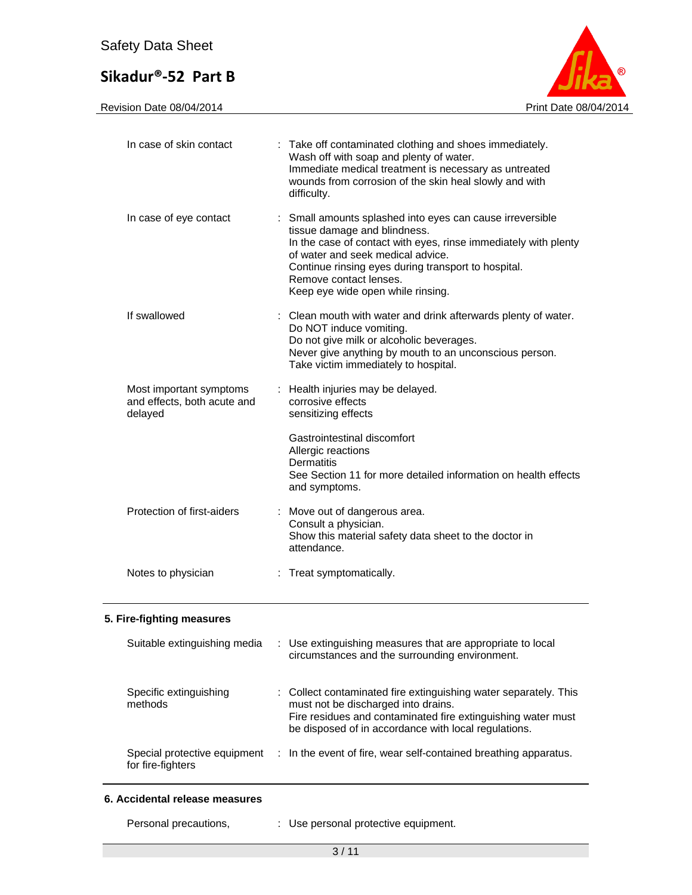| | |
|---|---|
| In case of skin contact | : Take off contaminated clothing and shoes immediately.<br>Wash off with soap and plenty of water.<br>Immediate medical treatment is necessary as untreated wounds from corrosion of the skin heal slowly and with difficulty. |
| In case of eye contact | : Small amounts splashed into eyes can cause irreversible tissue damage and blindness.<br>In the case of contact with eyes, rinse immediately with plenty of water and seek medical advice.<br>Continue rinsing eyes during transport to hospital.<br>Remove contact lenses.<br>Keep eye wide open while rinsing. |
| If swallowed | : Clean mouth with water and drink afterwards plenty of water.<br>Do NOT induce vomiting.<br>Do not give milk or alcoholic beverages.<br>Never give anything by mouth to an unconscious person.<br>Take victim immediately to hospital. |
| Most important symptoms and effects, both acute and delayed | : Health injuries may be delayed.<br>corrosive effects<br>sensitizing effects<br><br>Gastrointestinal discomfort<br>Allergic reactions<br>Dermatitis<br>See Section 11 for more detailed information on health effects and symptoms. |
| Protection of first-aiders | : Move out of dangerous area.<br>Consult a physician.<br>Show this material safety data sheet to the doctor in attendance. |
| Notes to physician | : Treat symptomatically. |

## 5. Fire-fighting measures

| | |
|---|---|
| Suitable extinguishing media | : Use extinguishing measures that are appropriate to local circumstances and the surrounding environment. |
| Specific extinguishing methods | : Collect contaminated fire extinguishing water separately. This must not be discharged into drains.<br>Fire residues and contaminated fire extinguishing water must be disposed of in accordance with local regulations. |
| Special protective equipment for fire-fighters | : In the event of fire, wear self-contained breathing apparatus. |

## 6. Accidental release measures

| | |
|---|---|
| Personal precautions, | : Use personal protective equipment. |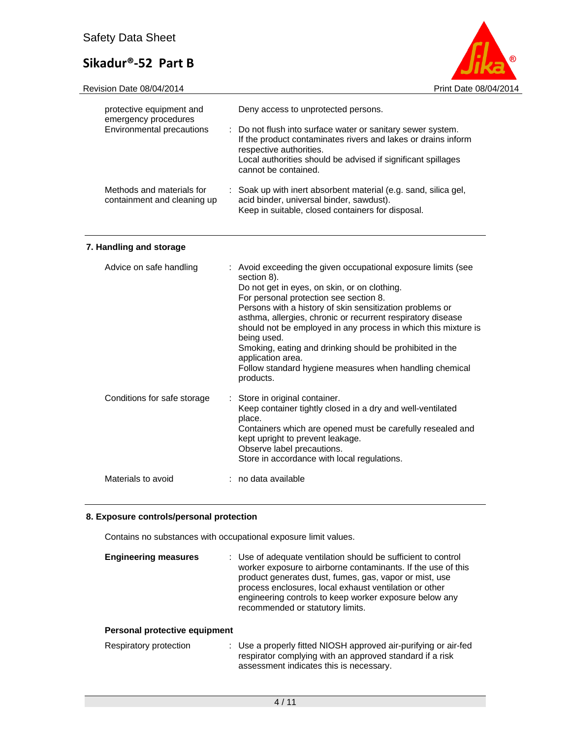| | |
|---|---|
| protective equipment and emergency procedures | Deny access to unprotected persons. |
| Environmental precautions | : Do not flush into surface water or sanitary sewer system.<br>If the product contaminates rivers and lakes or drains inform respective authorities.<br>Local authorities should be advised if significant spillages cannot be contained. |
| Methods and materials for containment and cleaning up | : Soak up with inert absorbent material (e.g. sand, silica gel, acid binder, universal binder, sawdust).<br>Keep in suitable, closed containers for disposal. |

## 7. Handling and storage

| | |
|---|---|
| Advice on safe handling | : Avoid exceeding the given occupational exposure limits (see section 8).<br>Do not get in eyes, on skin, or on clothing.<br>For personal protection see section 8.<br>Persons with a history of skin sensitization problems or asthma, allergies, chronic or recurrent respiratory disease should not be employed in any process in which this mixture is being used.<br>Smoking, eating and drinking should be prohibited in the application area.<br>Follow standard hygiene measures when handling chemical products. |
| Conditions for safe storage | : Store in original container.<br>Keep container tightly closed in a dry and well-ventilated place.<br>Containers which are opened must be carefully resealed and kept upright to prevent leakage.<br>Observe label precautions.<br>Store in accordance with local regulations. |
| Materials to avoid | : no data available |

## 8. Exposure controls/personal protection

Contains no substances with occupational exposure limit values.

| | |
|---|---|
| **Engineering measures** | : Use of adequate ventilation should be sufficient to control worker exposure to airborne contaminants. If the use of this product generates dust, fumes, gas, vapor or mist, use process enclosures, local exhaust ventilation or other engineering controls to keep worker exposure below any recommended or statutory limits. |

**Personal protective equipment**

| | |
|---|---|
| Respiratory protection | : Use a properly fitted NIOSH approved air-purifying or air-fed respirator complying with an approved standard if a risk assessment indicates this is necessary. |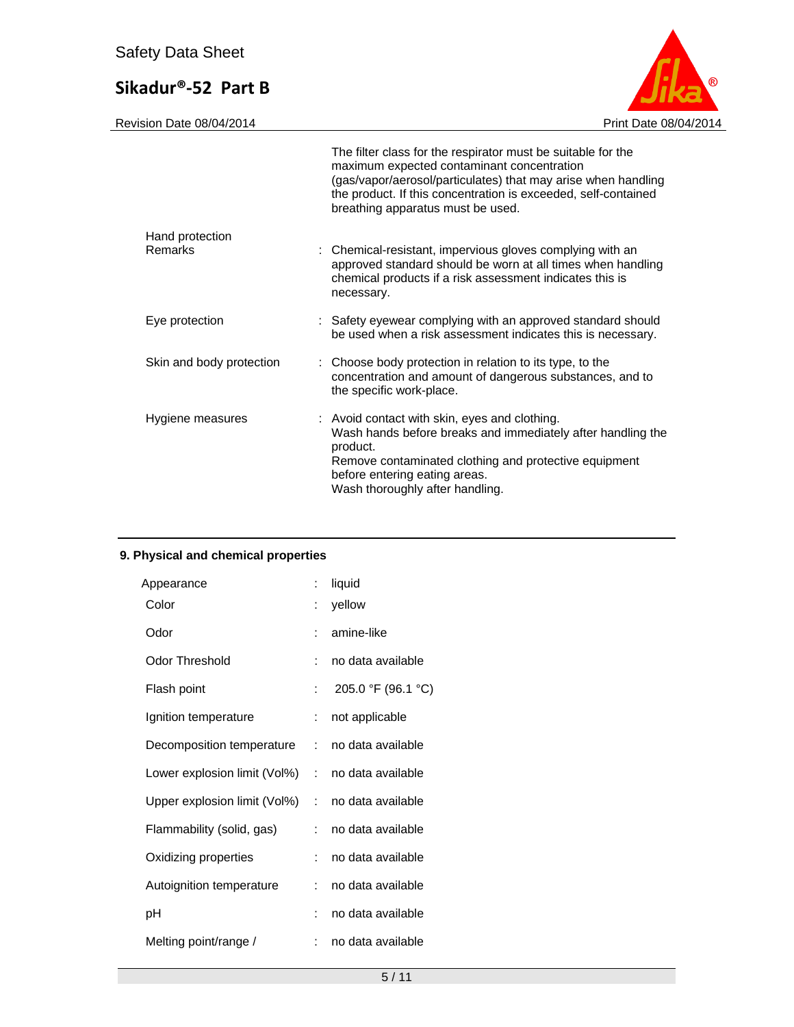The filter class for the respirator must be suitable for the maximum expected contaminant concentration (gas/vapor/aerosol/particulates) that may arise when handling the product. If this concentration is exceeded, self-contained breathing apparatus must be used.

| | |
|---|---|
| Hand protection Remarks | : Chemical-resistant, impervious gloves complying with an approved standard should be worn at all times when handling chemical products if a risk assessment indicates this is necessary. |
| Eye protection | : Safety eyewear complying with an approved standard should be used when a risk assessment indicates this is necessary. |
| Skin and body protection | : Choose body protection in relation to its type, to the concentration and amount of dangerous substances, and to the specific work-place. |
| Hygiene measures | : Avoid contact with skin, eyes and clothing. Wash hands before breaks and immediately after handling the product. Remove contaminated clothing and protective equipment before entering eating areas. Wash thoroughly after handling. |

## 9. Physical and chemical properties

| | |
|---|---|
| Appearance | : liquid |
| Color | : yellow |
| Odor | : amine-like |
| Odor Threshold | : no data available |
| Flash point | : 205.0 °F (96.1 °C) |
| Ignition temperature | : not applicable |
| Decomposition temperature | : no data available |
| Lower explosion limit (Vol%) | : no data available |
| Upper explosion limit (Vol%) | : no data available |
| Flammability (solid, gas) | : no data available |
| Oxidizing properties | : no data available |
| Autoignition temperature | : no data available |
| pH | : no data available |
| Melting point/range / | : no data available |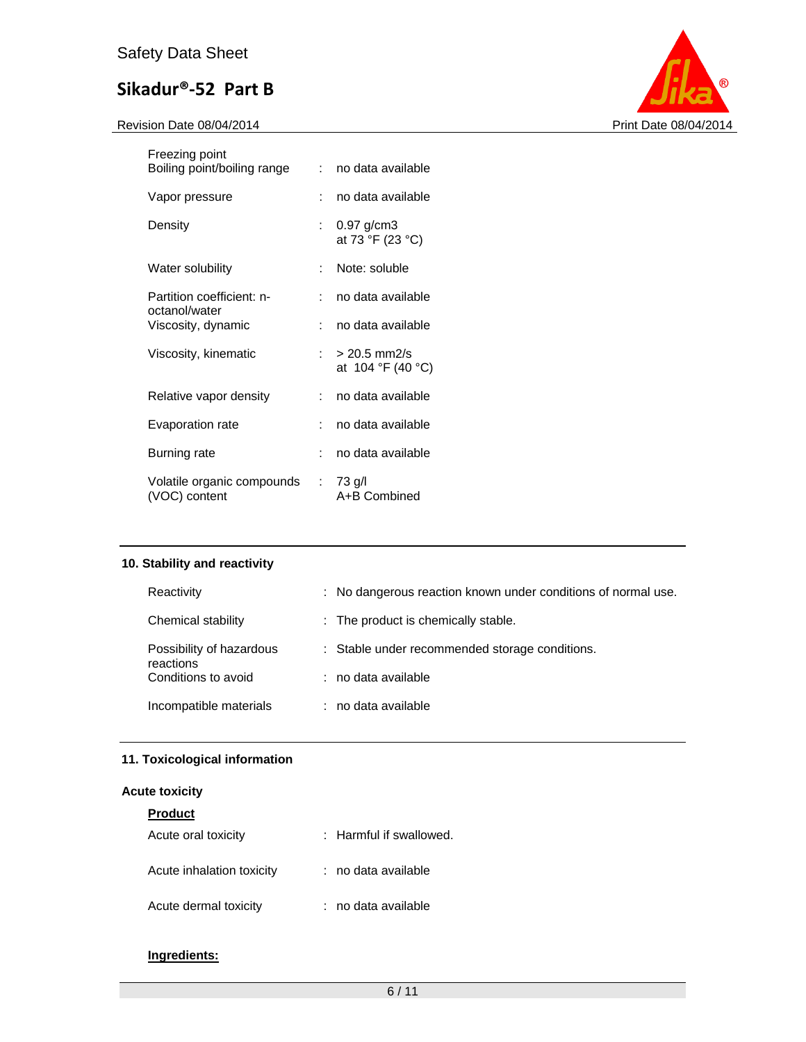| | | |
|---|---|---|
| Freezing point | | |
| Boiling point/boiling range | : | no data available |
| Vapor pressure | : | no data available |
| Density | : | 0.97 g/cm3<br>at 73 °F (23 °C) |
| Water solubility | : | Note: soluble |
| Partition coefficient: n-octanol/water | : | no data available |
| Viscosity, dynamic | : | no data available |
| Viscosity, kinematic | : | > 20.5 mm2/s<br>at 104 °F (40 °C) |
| Relative vapor density | : | no data available |
| Evaporation rate | : | no data available |
| Burning rate | : | no data available |
| Volatile organic compounds (VOC) content | : | 73 g/l<br>A+B Combined |

## 10. Stability and reactivity

| | | |
|---|---|---|
| Reactivity | : | No dangerous reaction known under conditions of normal use. |
| Chemical stability | : | The product is chemically stable. |
| Possibility of hazardous reactions | : | Stable under recommended storage conditions. |
| Conditions to avoid | : | no data available |
| Incompatible materials | : | no data available |

## 11. Toxicological information

### Acute toxicity

**Product**

| | | |
|---|---|---|
| Acute oral toxicity | : | Harmful if swallowed. |
| Acute inhalation toxicity | : | no data available |
| Acute dermal toxicity | : | no data available |

**Ingredients:**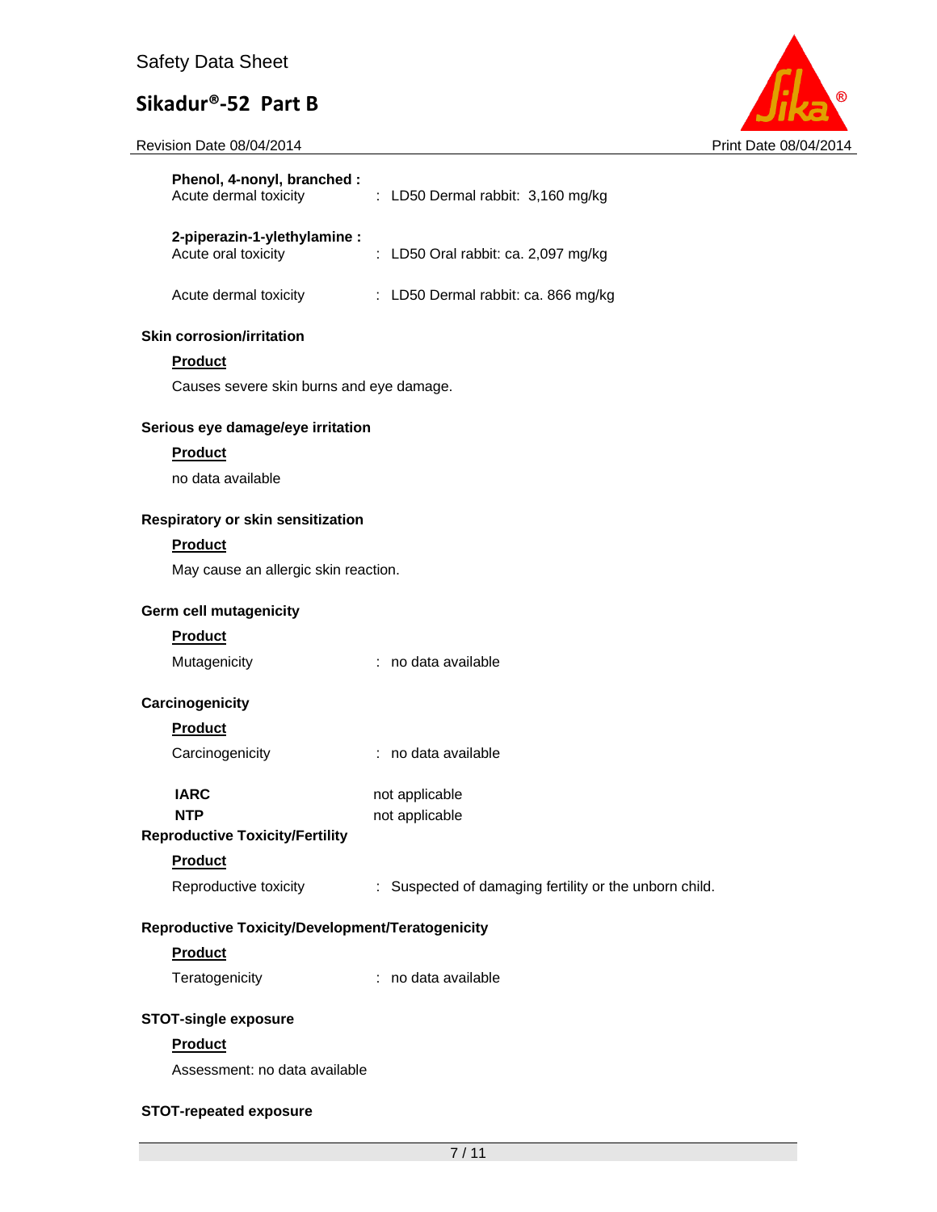**Phenol, 4-nonyl, branched :**

Acute dermal toxicity : LD50 Dermal rabbit: 3,160 mg/kg

**2-piperazin-1-ylethylamine :**

Acute oral toxicity : LD50 Oral rabbit: ca. 2,097 mg/kg

Acute dermal toxicity : LD50 Dermal rabbit: ca. 866 mg/kg

### Skin corrosion/irritation

**Product**

Causes severe skin burns and eye damage.

### Serious eye damage/eye irritation

**Product**

no data available

### Respiratory or skin sensitization

**Product**

May cause an allergic skin reaction.

### Germ cell mutagenicity

**Product**

Mutagenicity : no data available

### Carcinogenicity

**Product**

Carcinogenicity : no data available

**IARC** not applicable

**NTP** not applicable

### Reproductive Toxicity/Fertility

**Product**

Reproductive toxicity : Suspected of damaging fertility or the unborn child.

### Reproductive Toxicity/Development/Teratogenicity

**Product**

Teratogenicity : no data available

### STOT-single exposure

**Product**

Assessment: no data available

### STOT-repeated exposure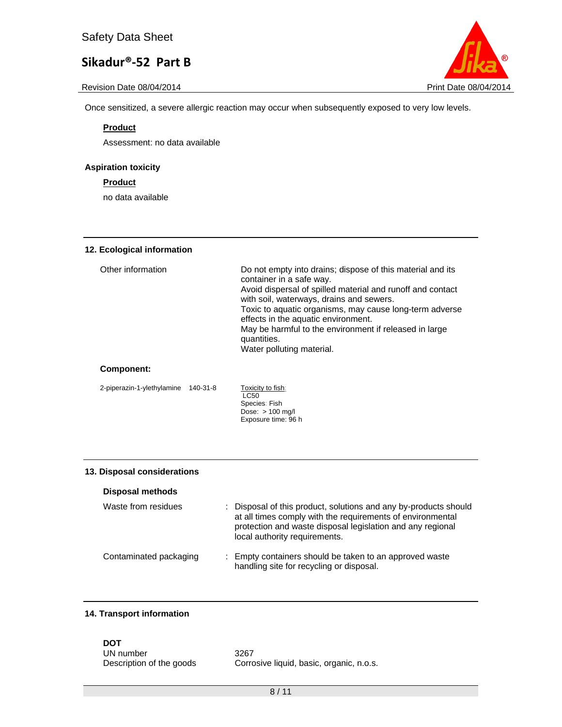Once sensitized, a severe allergic reaction may occur when subsequently exposed to very low levels.

**Product**

Assessment: no data available

**Aspiration toxicity**

**Product**

no data available

## 12. Ecological information

| | |
|---|---|
| Other information | Do not empty into drains; dispose of this material and its container in a safe way.<br>Avoid dispersal of spilled material and runoff and contact with soil, waterways, drains and sewers.<br>Toxic to aquatic organisms, may cause long-term adverse effects in the aquatic environment.<br>May be harmful to the environment if released in large quantities.<br>Water polluting material. |

**Component:**

| | | |
|---|---|---|
| 2-piperazin-1-ylethylamine | 140-31-8 | Toxicity to fish:<br>LC50<br>Species: Fish<br>Dose: > 100 mg/l<br>Exposure time: 96 h |

## 13. Disposal considerations

**Disposal methods**

| | |
|---|---|
| Waste from residues | : Disposal of this product, solutions and any by-products should at all times comply with the requirements of environmental protection and waste disposal legislation and any regional local authority requirements. |
| Contaminated packaging | : Empty containers should be taken to an approved waste handling site for recycling or disposal. |

## 14. Transport information

**DOT**

| | |
|---|---|
| UN number | 3267 |
| Description of the goods | Corrosive liquid, basic, organic, n.o.s. |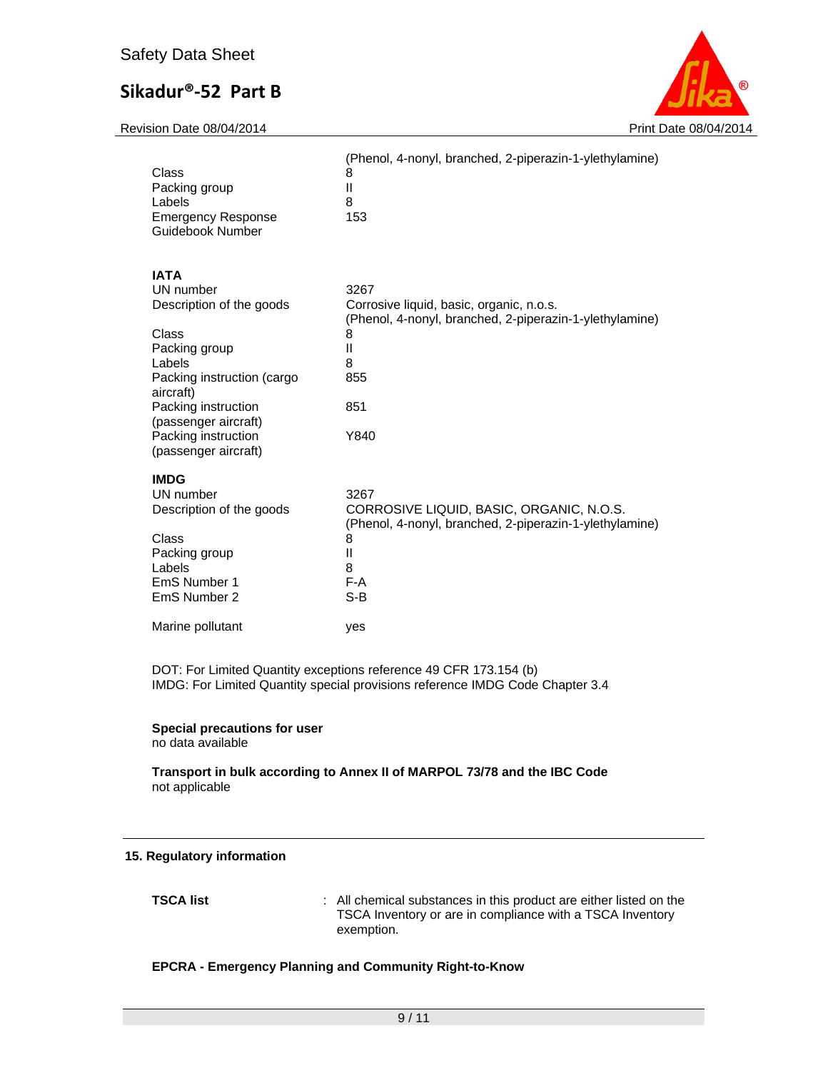| | |
|---|---|
| | (Phenol, 4-nonyl, branched, 2-piperazin-1-ylethylamine) |
| Class | 8 |
| Packing group | II |
| Labels | 8 |
| Emergency Response Guidebook Number | 153 |

**IATA**

| | |
|---|---|
| UN number | 3267 |
| Description of the goods | Corrosive liquid, basic, organic, n.o.s. (Phenol, 4-nonyl, branched, 2-piperazin-1-ylethylamine) |
| Class | 8 |
| Packing group | II |
| Labels | 8 |
| Packing instruction (cargo aircraft) | 855 |
| Packing instruction (passenger aircraft) | 851 |
| Packing instruction (passenger aircraft) | Y840 |

**IMDG**

| | |
|---|---|
| UN number | 3267 |
| Description of the goods | CORROSIVE LIQUID, BASIC, ORGANIC, N.O.S. (Phenol, 4-nonyl, branched, 2-piperazin-1-ylethylamine) |
| Class | 8 |
| Packing group | II |
| Labels | 8 |
| EmS Number 1 | F-A |
| EmS Number 2 | S-B |
| Marine pollutant | yes |

DOT: For Limited Quantity exceptions reference 49 CFR 173.154 (b)
IMDG: For Limited Quantity special provisions reference IMDG Code Chapter 3.4

**Special precautions for user**
no data available

**Transport in bulk according to Annex II of MARPOL 73/78 and the IBC Code**
not applicable

## 15. Regulatory information

**TSCA list** : All chemical substances in this product are either listed on the TSCA Inventory or are in compliance with a TSCA Inventory exemption.

**EPCRA - Emergency Planning and Community Right-to-Know**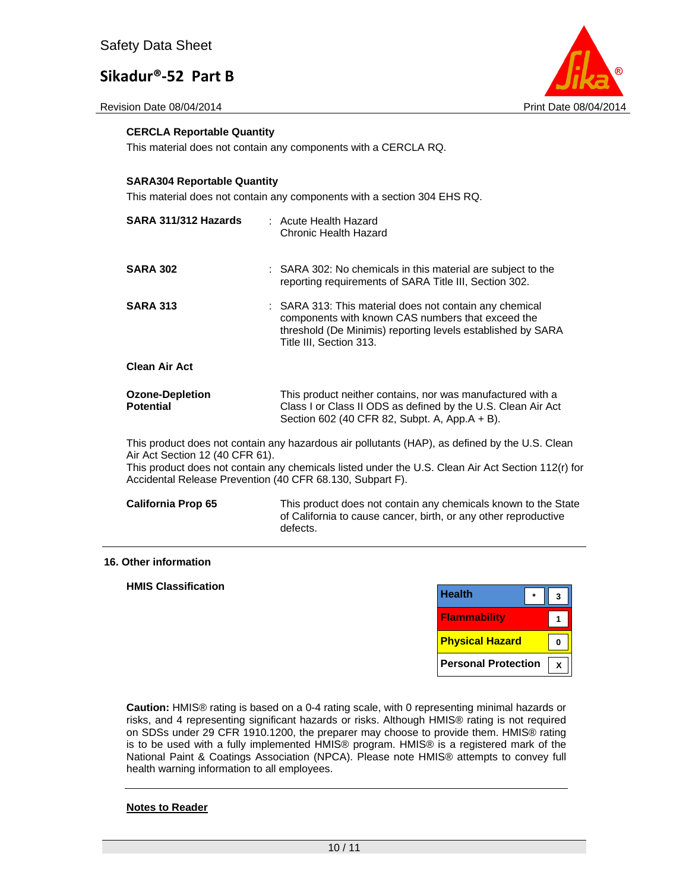**CERCLA Reportable Quantity**

This material does not contain any components with a CERCLA RQ.

**SARA304 Reportable Quantity**

This material does not contain any components with a section 304 EHS RQ.

| | |
|---|---|
| **SARA 311/312 Hazards** | : Acute Health Hazard<br>Chronic Health Hazard |
| **SARA 302** | : SARA 302: No chemicals in this material are subject to the reporting requirements of SARA Title III, Section 302. |
| **SARA 313** | : SARA 313: This material does not contain any chemical components with known CAS numbers that exceed the threshold (De Minimis) reporting levels established by SARA Title III, Section 313. |

**Clean Air Act**

| | |
|---|---|
| **Ozone-Depletion Potential** | This product neither contains, nor was manufactured with a Class I or Class II ODS as defined by the U.S. Clean Air Act Section 602 (40 CFR 82, Subpt. A, App.A + B). |

This product does not contain any hazardous air pollutants (HAP), as defined by the U.S. Clean Air Act Section 12 (40 CFR 61).
This product does not contain any chemicals listed under the U.S. Clean Air Act Section 112(r) for Accidental Release Prevention (40 CFR 68.130, Subpart F).

| | |
|---|---|
| **California Prop 65** | This product does not contain any chemicals known to the State of California to cause cancer, birth, or any other reproductive defects. |

## 16. Other information

**HMIS Classification**

| | | |
|---|---|---|
| Health | * | 3 |
| Flammability | | 1 |
| Physical Hazard | | 0 |
| Personal Protection | | X |

**Caution:** HMIS® rating is based on a 0-4 rating scale, with 0 representing minimal hazards or risks, and 4 representing significant hazards or risks. Although HMIS® rating is not required on SDSs under 29 CFR 1910.1200, the preparer may choose to provide them. HMIS® rating is to be used with a fully implemented HMIS® program. HMIS® is a registered mark of the National Paint & Coatings Association (NPCA). Please note HMIS® attempts to convey full health warning information to all employees.

**Notes to Reader**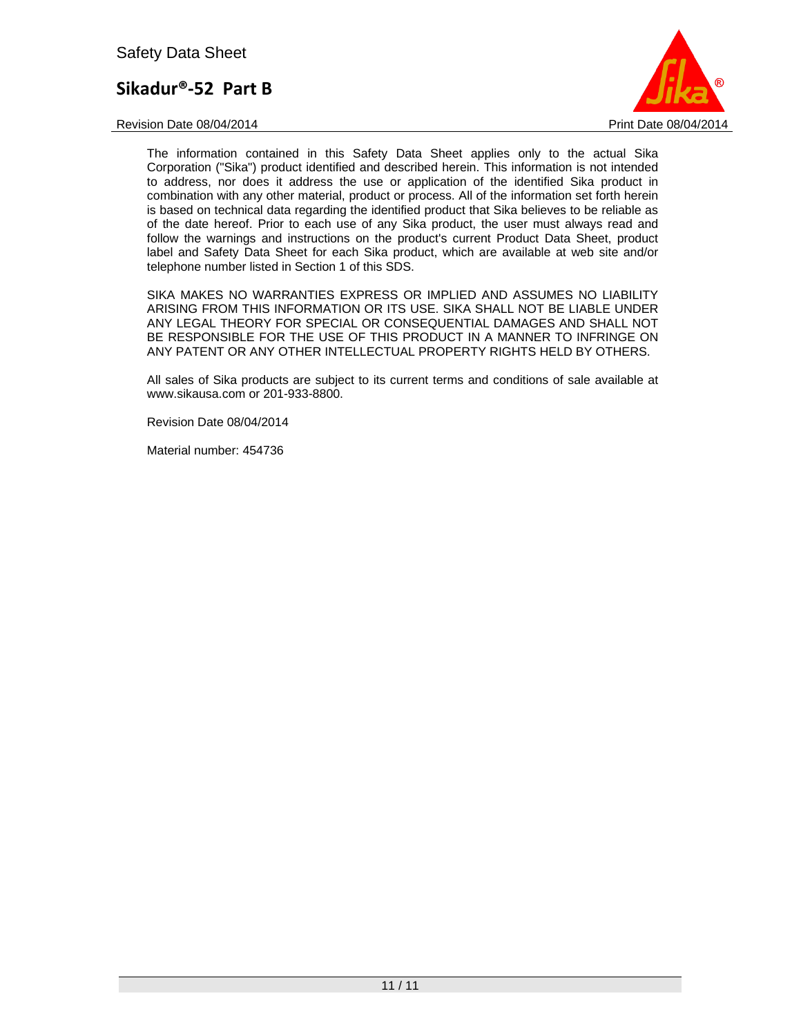The information contained in this Safety Data Sheet applies only to the actual Sika Corporation ("Sika") product identified and described herein. This information is not intended to address, nor does it address the use or application of the identified Sika product in combination with any other material, product or process. All of the information set forth herein is based on technical data regarding the identified product that Sika believes to be reliable as of the date hereof. Prior to each use of any Sika product, the user must always read and follow the warnings and instructions on the product's current Product Data Sheet, product label and Safety Data Sheet for each Sika product, which are available at web site and/or telephone number listed in Section 1 of this SDS.

SIKA MAKES NO WARRANTIES EXPRESS OR IMPLIED AND ASSUMES NO LIABILITY ARISING FROM THIS INFORMATION OR ITS USE. SIKA SHALL NOT BE LIABLE UNDER ANY LEGAL THEORY FOR SPECIAL OR CONSEQUENTIAL DAMAGES AND SHALL NOT BE RESPONSIBLE FOR THE USE OF THIS PRODUCT IN A MANNER TO INFRINGE ON ANY PATENT OR ANY OTHER INTELLECTUAL PROPERTY RIGHTS HELD BY OTHERS.

All sales of Sika products are subject to its current terms and conditions of sale available at www.sikausa.com or 201-933-8800.

Revision Date 08/04/2014

Material number: 454736